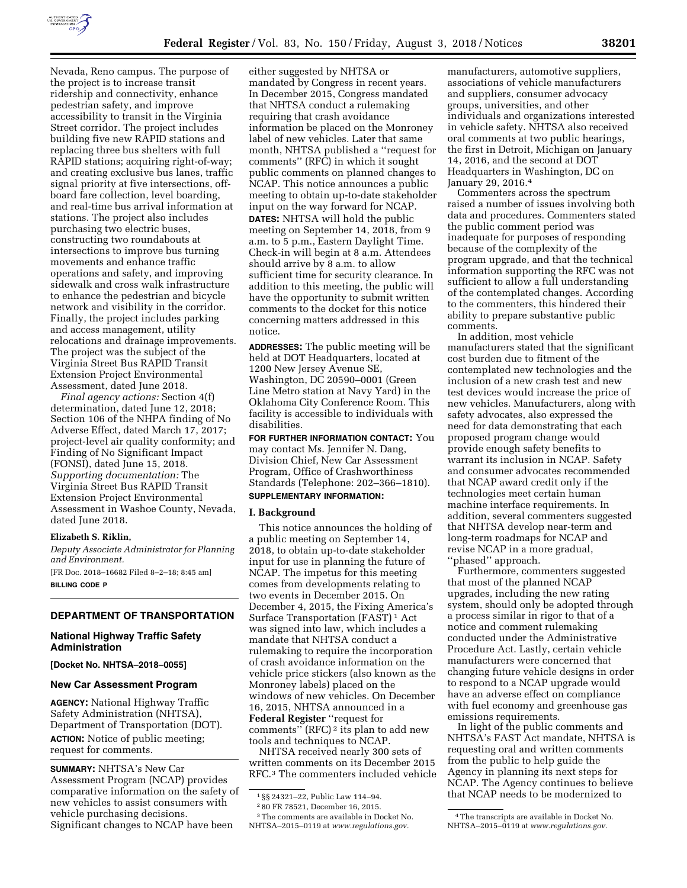Nevada, Reno campus. The purpose of the project is to increase transit ridership and connectivity, enhance pedestrian safety, and improve accessibility to transit in the Virginia Street corridor. The project includes building five new RAPID stations and replacing three bus shelters with full RAPID stations; acquiring right-of-way; and creating exclusive bus lanes, traffic signal priority at five intersections, off-board fare collection, level boarding, and real-time bus arrival information at stations. The project also includes purchasing two electric buses, constructing two roundabouts at intersections to improve bus turning movements and enhance traffic operations and safety, and improving sidewalk and cross walk infrastructure to enhance the pedestrian and bicycle network and visibility in the corridor. Finally, the project includes parking and access management, utility relocations and drainage improvements. The project was the subject of the Virginia Street Bus RAPID Transit Extension Project Environmental Assessment, dated June 2018.

*Final agency actions:* Section 4(f) determination, dated June 12, 2018; Section 106 of the NHPA finding of No Adverse Effect, dated March 17, 2017; project-level air quality conformity; and Finding of No Significant Impact (FONSI), dated June 15, 2018.

*Supporting documentation:* The Virginia Street Bus RAPID Transit Extension Project Environmental Assessment in Washoe County, Nevada, dated June 2018.

**Elizabeth S. Riklin,**

*Deputy Associate Administrator for Planning and Environment.*

[FR Doc. 2018–16682 Filed 8–2–18; 8:45 am]

**BILLING CODE P**

## DEPARTMENT OF TRANSPORTATION

### National Highway Traffic Safety Administration

**[Docket No. NHTSA–2018–0055]**

### New Car Assessment Program

**AGENCY:** National Highway Traffic Safety Administration (NHTSA), Department of Transportation (DOT).

**ACTION:** Notice of public meeting; request for comments.

**SUMMARY:** NHTSA's New Car Assessment Program (NCAP) provides comparative information on the safety of new vehicles to assist consumers with vehicle purchasing decisions. Significant changes to NCAP have been either suggested by NHTSA or mandated by Congress in recent years. In December 2015, Congress mandated that NHTSA conduct a rulemaking requiring that crash avoidance information be placed on the Monroney label of new vehicles. Later that same month, NHTSA published a "request for comments" (RFC) in which it sought public comments on planned changes to NCAP. This notice announces a public meeting to obtain up-to-date stakeholder input on the way forward for NCAP.

**DATES:** NHTSA will hold the public meeting on September 14, 2018, from 9 a.m. to 5 p.m., Eastern Daylight Time. Check-in will begin at 8 a.m. Attendees should arrive by 8 a.m. to allow sufficient time for security clearance. In addition to this meeting, the public will have the opportunity to submit written comments to the docket for this notice concerning matters addressed in this notice.

**ADDRESSES:** The public meeting will be held at DOT Headquarters, located at 1200 New Jersey Avenue SE, Washington, DC 20590–0001 (Green Line Metro station at Navy Yard) in the Oklahoma City Conference Room. This facility is accessible to individuals with disabilities.

**FOR FURTHER INFORMATION CONTACT:** You may contact Ms. Jennifer N. Dang, Division Chief, New Car Assessment Program, Office of Crashworthiness Standards (Telephone: 202–366–1810).

**SUPPLEMENTARY INFORMATION:**

### I. Background

This notice announces the holding of a public meeting on September 14, 2018, to obtain up-to-date stakeholder input for use in planning the future of NCAP. The impetus for this meeting comes from developments relating to two events in December 2015. On December 4, 2015, the Fixing America's Surface Transportation (FAST)[1] Act was signed into law, which includes a mandate that NHTSA conduct a rulemaking to require the incorporation of crash avoidance information on the vehicle price stickers (also known as the Monroney labels) placed on the windows of new vehicles. On December 16, 2015, NHTSA announced in a **Federal Register** "request for comments" (RFC)[2] its plan to add new tools and techniques to NCAP.

NHTSA received nearly 300 sets of written comments on its December 2015 RFC.[3] The commenters included vehicle manufacturers, automotive suppliers, associations of vehicle manufacturers and suppliers, consumer advocacy groups, universities, and other individuals and organizations interested in vehicle safety. NHTSA also received oral comments at two public hearings, the first in Detroit, Michigan on January 14, 2016, and the second at DOT Headquarters in Washington, DC on January 29, 2016.[4]

Commenters across the spectrum raised a number of issues involving both data and procedures. Commenters stated the public comment period was inadequate for purposes of responding because of the complexity of the program upgrade, and that the technical information supporting the RFC was not sufficient to allow a full understanding of the contemplated changes. According to the commenters, this hindered their ability to prepare substantive public comments.

In addition, most vehicle manufacturers stated that the significant cost burden due to fitment of the contemplated new technologies and the inclusion of a new crash test and new test devices would increase the price of new vehicles. Manufacturers, along with safety advocates, also expressed the need for data demonstrating that each proposed program change would provide enough safety benefits to warrant its inclusion in NCAP. Safety and consumer advocates recommended that NCAP award credit only if the technologies meet certain human machine interface requirements. In addition, several commenters suggested that NHTSA develop near-term and long-term roadmaps for NCAP and revise NCAP in a more gradual, "phased" approach.

Furthermore, commenters suggested that most of the planned NCAP upgrades, including the new rating system, should only be adopted through a process similar in rigor to that of a notice and comment rulemaking conducted under the Administrative Procedure Act. Lastly, certain vehicle manufacturers were concerned that changing future vehicle designs in order to respond to a NCAP upgrade would have an adverse effect on compliance with fuel economy and greenhouse gas emissions requirements.

In light of the public comments and NHTSA's FAST Act mandate, NHTSA is requesting oral and written comments from the public to help guide the Agency in planning its next steps for NCAP. The Agency continues to believe that NCAP needs to be modernized to

---

[1] §§ 24321–22, Public Law 114–94.

[2] 80 FR 78521, December 16, 2015.

[3] The comments are available in Docket No. NHTSA–2015–0119 at *www.regulations.gov.*

[4] The transcripts are available in Docket No. NHTSA–2015–0119 at *www.regulations.gov.*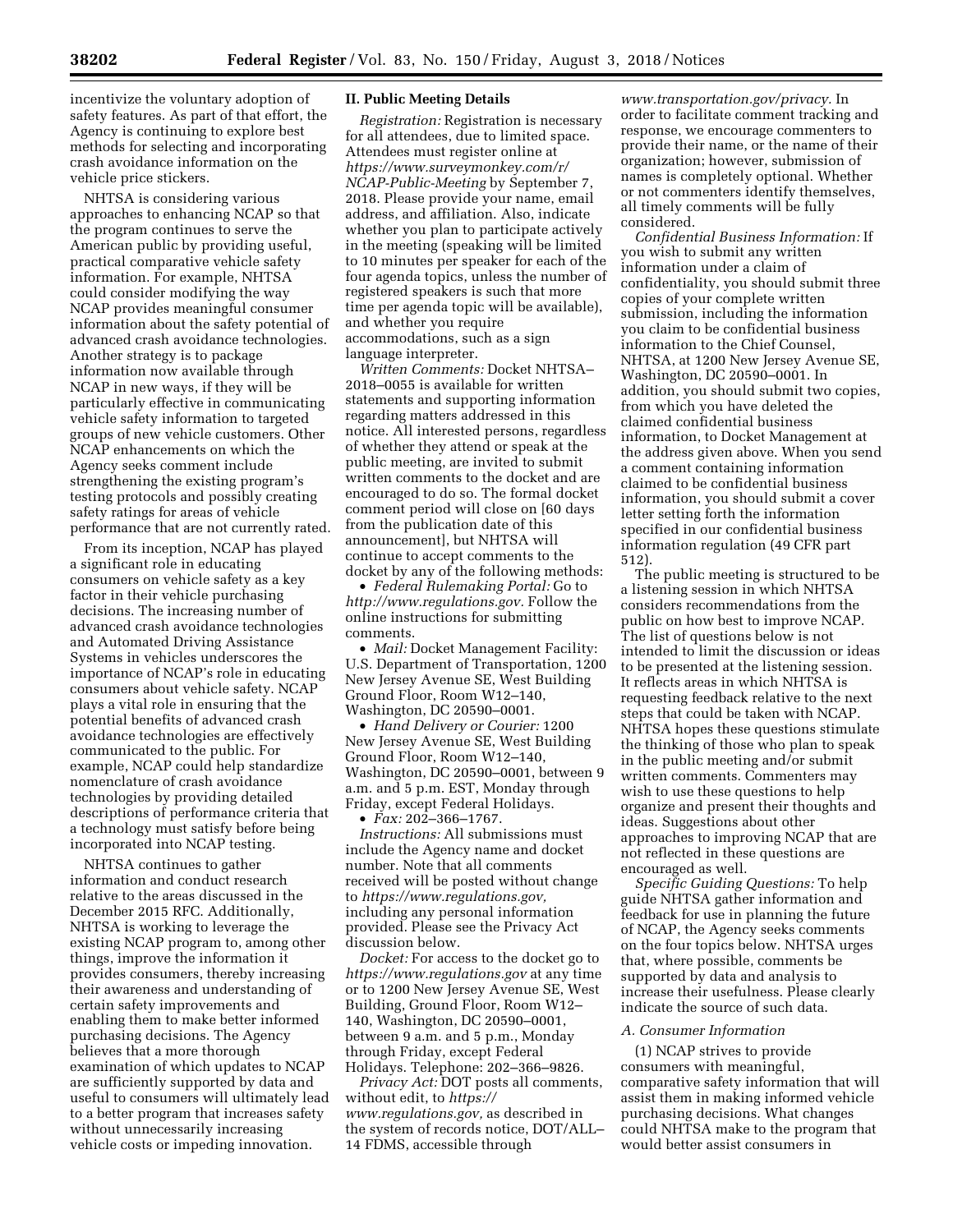incentivize the voluntary adoption of safety features. As part of that effort, the Agency is continuing to explore best methods for selecting and incorporating crash avoidance information on the vehicle price stickers.

NHTSA is considering various approaches to enhancing NCAP so that the program continues to serve the American public by providing useful, practical comparative vehicle safety information. For example, NHTSA could consider modifying the way NCAP provides meaningful consumer information about the safety potential of advanced crash avoidance technologies. Another strategy is to package information now available through NCAP in new ways, if they will be particularly effective in communicating vehicle safety information to targeted groups of new vehicle customers. Other NCAP enhancements on which the Agency seeks comment include strengthening the existing program's testing protocols and possibly creating safety ratings for areas of vehicle performance that are not currently rated.

From its inception, NCAP has played a significant role in educating consumers on vehicle safety as a key factor in their vehicle purchasing decisions. The increasing number of advanced crash avoidance technologies and Automated Driving Assistance Systems in vehicles underscores the importance of NCAP's role in educating consumers about vehicle safety. NCAP plays a vital role in ensuring that the potential benefits of advanced crash avoidance technologies are effectively communicated to the public. For example, NCAP could help standardize nomenclature of crash avoidance technologies by providing detailed descriptions of performance criteria that a technology must satisfy before being incorporated into NCAP testing.

NHTSA continues to gather information and conduct research relative to the areas discussed in the December 2015 RFC. Additionally, NHTSA is working to leverage the existing NCAP program to, among other things, improve the information it provides consumers, thereby increasing their awareness and understanding of certain safety improvements and enabling them to make better informed purchasing decisions. The Agency believes that a more thorough examination of which updates to NCAP are sufficiently supported by data and useful to consumers will ultimately lead to a better program that increases safety without unnecessarily increasing vehicle costs or impeding innovation.

## II. Public Meeting Details

*Registration:* Registration is necessary for all attendees, due to limited space. Attendees must register online at *https://www.surveymonkey.com/r/NCAP-Public-Meeting* by September 7, 2018. Please provide your name, email address, and affiliation. Also, indicate whether you plan to participate actively in the meeting (speaking will be limited to 10 minutes per speaker for each of the four agenda topics, unless the number of registered speakers is such that more time per agenda topic will be available), and whether you require accommodations, such as a sign language interpreter.

*Written Comments:* Docket NHTSA–2018–0055 is available for written statements and supporting information regarding matters addressed in this notice. All interested persons, regardless of whether they attend or speak at the public meeting, are invited to submit written comments to the docket and are encouraged to do so. The formal docket comment period will close on [60 days from the publication date of this announcement], but NHTSA will continue to accept comments to the docket by any of the following methods:

- *Federal Rulemaking Portal:* Go to *http://www.regulations.gov.* Follow the online instructions for submitting comments.
- *Mail:* Docket Management Facility: U.S. Department of Transportation, 1200 New Jersey Avenue SE, West Building Ground Floor, Room W12–140, Washington, DC 20590–0001.
- *Hand Delivery or Courier:* 1200 New Jersey Avenue SE, West Building Ground Floor, Room W12–140, Washington, DC 20590–0001, between 9 a.m. and 5 p.m. EST, Monday through Friday, except Federal Holidays.
- *Fax:* 202–366–1767.

*Instructions:* All submissions must include the Agency name and docket number. Note that all comments received will be posted without change to *https://www.regulations.gov,* including any personal information provided. Please see the Privacy Act discussion below.

*Docket:* For access to the docket go to *https://www.regulations.gov* at any time or to 1200 New Jersey Avenue SE, West Building, Ground Floor, Room W12–140, Washington, DC 20590–0001, between 9 a.m. and 5 p.m., Monday through Friday, except Federal Holidays. Telephone: 202–366–9826.

*Privacy Act:* DOT posts all comments, without edit, to *https://www.regulations.gov,* as described in the system of records notice, DOT/ALL–14 FDMS, accessible through *www.transportation.gov/privacy.* In order to facilitate comment tracking and response, we encourage commenters to provide their name, or the name of their organization; however, submission of names is completely optional. Whether or not commenters identify themselves, all timely comments will be fully considered.

*Confidential Business Information:* If you wish to submit any written information under a claim of confidentiality, you should submit three copies of your complete written submission, including the information you claim to be confidential business information to the Chief Counsel, NHTSA, at 1200 New Jersey Avenue SE, Washington, DC 20590–0001. In addition, you should submit two copies, from which you have deleted the claimed confidential business information, to Docket Management at the address given above. When you send a comment containing information claimed to be confidential business information, you should submit a cover letter setting forth the information specified in our confidential business information regulation (49 CFR part 512).

The public meeting is structured to be a listening session in which NHTSA considers recommendations from the public on how best to improve NCAP. The list of questions below is not intended to limit the discussion or ideas to be presented at the listening session. It reflects areas in which NHTSA is requesting feedback relative to the next steps that could be taken with NCAP. NHTSA hopes these questions stimulate the thinking of those who plan to speak in the public meeting and/or submit written comments. Commenters may wish to use these questions to help organize and present their thoughts and ideas. Suggestions about other approaches to improving NCAP that are not reflected in these questions are encouraged as well.

*Specific Guiding Questions:* To help guide NHTSA gather information and feedback for use in planning the future of NCAP, the Agency seeks comments on the four topics below. NHTSA urges that, where possible, comments be supported by data and analysis to increase their usefulness. Please clearly indicate the source of such data.

### A. Consumer Information

(1) NCAP strives to provide consumers with meaningful, comparative safety information that will assist them in making informed vehicle purchasing decisions. What changes could NHTSA make to the program that would better assist consumers in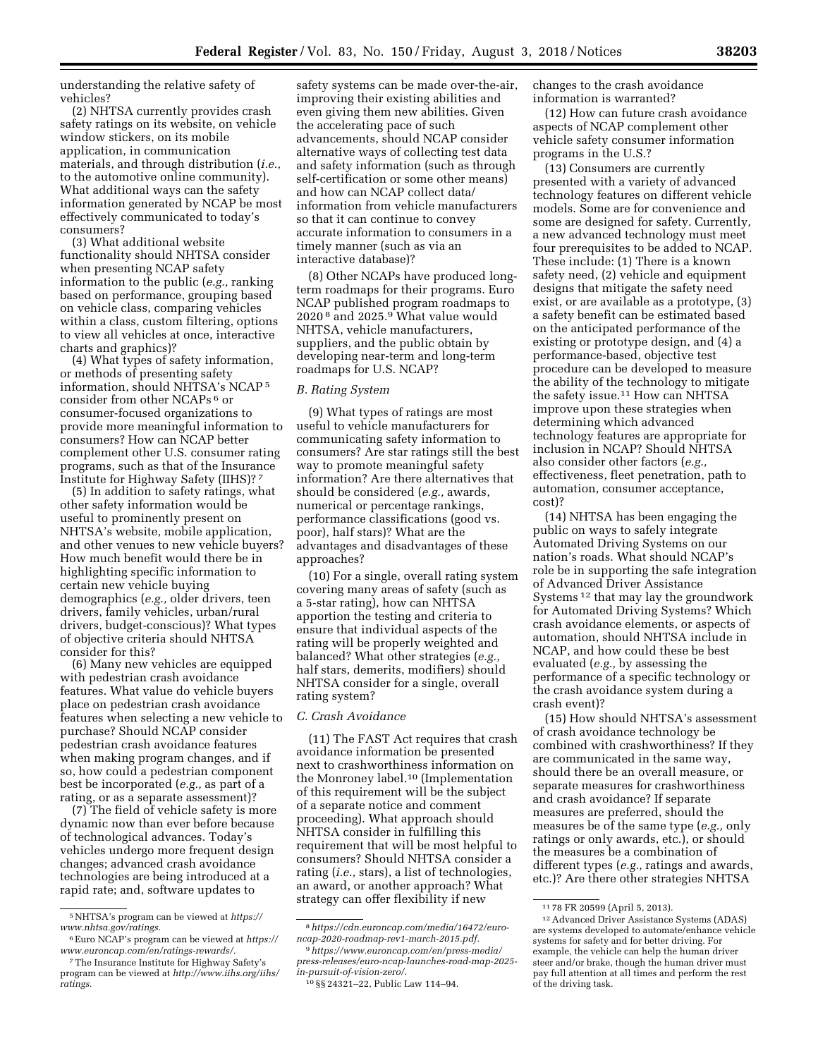understanding the relative safety of vehicles?

(2) NHTSA currently provides crash safety ratings on its website, on vehicle window stickers, on its mobile application, in communication materials, and through distribution (*i.e.,* to the automotive online community). What additional ways can the safety information generated by NCAP be most effectively communicated to today's consumers?

(3) What additional website functionality should NHTSA consider when presenting NCAP safety information to the public (*e.g.,* ranking based on performance, grouping based on vehicle class, comparing vehicles within a class, custom filtering, options to view all vehicles at once, interactive charts and graphics)?

(4) What types of safety information, or methods of presenting safety information, should NHTSA's NCAP [5] consider from other NCAPs [6] or consumer-focused organizations to provide more meaningful information to consumers? How can NCAP better complement other U.S. consumer rating programs, such as that of the Insurance Institute for Highway Safety (IIHS)? [7]

(5) In addition to safety ratings, what other safety information would be useful to prominently present on NHTSA's website, mobile application, and other venues to new vehicle buyers? How much benefit would there be in highlighting specific information to certain new vehicle buying demographics (*e.g.,* older drivers, teen drivers, family vehicles, urban/rural drivers, budget-conscious)? What types of objective criteria should NHTSA consider for this?

(6) Many new vehicles are equipped with pedestrian crash avoidance features. What value do vehicle buyers place on pedestrian crash avoidance features when selecting a new vehicle to purchase? Should NCAP consider pedestrian crash avoidance features when making program changes, and if so, how could a pedestrian component best be incorporated (*e.g.,* as part of a rating, or as a separate assessment)?

(7) The field of vehicle safety is more dynamic now than ever before because of technological advances. Today's vehicles undergo more frequent design changes; advanced crash avoidance technologies are being introduced at a rapid rate; and, software updates to safety systems can be made over-the-air, improving their existing abilities and even giving them new abilities. Given the accelerating pace of such advancements, should NCAP consider alternative ways of collecting test data and safety information (such as through self-certification or some other means) and how can NCAP collect data/information from vehicle manufacturers so that it can continue to convey accurate information to consumers in a timely manner (such as via an interactive database)?

(8) Other NCAPs have produced long-term roadmaps for their programs. Euro NCAP published program roadmaps to 2020 [8] and 2025.[9] What value would NHTSA, vehicle manufacturers, suppliers, and the public obtain by developing near-term and long-term roadmaps for U.S. NCAP?

*B. Rating System*

(9) What types of ratings are most useful to vehicle manufacturers for communicating safety information to consumers? Are star ratings still the best way to promote meaningful safety information? Are there alternatives that should be considered (*e.g.,* awards, numerical or percentage rankings, performance classifications (good vs. poor), half stars)? What are the advantages and disadvantages of these approaches?

(10) For a single, overall rating system covering many areas of safety (such as a 5-star rating), how can NHTSA apportion the testing and criteria to ensure that individual aspects of the rating will be properly weighted and balanced? What other strategies (*e.g.,* half stars, demerits, modifiers) should NHTSA consider for a single, overall rating system?

*C. Crash Avoidance*

(11) The FAST Act requires that crash avoidance information be presented next to crashworthiness information on the Monroney label.[10] (Implementation of this requirement will be the subject of a separate notice and comment proceeding). What approach should NHTSA consider in fulfilling this requirement that will be most helpful to consumers? Should NHTSA consider a rating (*i.e.,* stars), a list of technologies, an award, or another approach? What strategy can offer flexibility if new changes to the crash avoidance information is warranted?

(12) How can future crash avoidance aspects of NCAP complement other vehicle safety consumer information programs in the U.S.?

(13) Consumers are currently presented with a variety of advanced technology features on different vehicle models. Some are for convenience and some are designed for safety. Currently, a new advanced technology must meet four prerequisites to be added to NCAP. These include: (1) There is a known safety need, (2) vehicle and equipment designs that mitigate the safety need exist, or are available as a prototype, (3) a safety benefit can be estimated based on the anticipated performance of the existing or prototype design, and (4) a performance-based, objective test procedure can be developed to measure the ability of the technology to mitigate the safety issue.[11] How can NHTSA improve upon these strategies when determining which advanced technology features are appropriate for inclusion in NCAP? Should NHTSA also consider other factors (*e.g.,* effectiveness, fleet penetration, path to automation, consumer acceptance, cost)?

(14) NHTSA has been engaging the public on ways to safely integrate Automated Driving Systems on our nation's roads. What should NCAP's role be in supporting the safe integration of Advanced Driver Assistance Systems [12] that may lay the groundwork for Automated Driving Systems? Which crash avoidance elements, or aspects of automation, should NHTSA include in NCAP, and how could these be best evaluated (*e.g.,* by assessing the performance of a specific technology or the crash avoidance system during a crash event)?

(15) How should NHTSA's assessment of crash avoidance technology be combined with crashworthiness? If they are communicated in the same way, should there be an overall measure, or separate measures for crashworthiness and crash avoidance? If separate measures are preferred, should the measures be of the same type (*e.g.,* only ratings or only awards, etc.), or should the measures be a combination of different types (*e.g.,* ratings and awards, etc.)? Are there other strategies NHTSA

---

[5] NHTSA's program can be viewed at *https://www.nhtsa.gov/ratings.*

[6] Euro NCAP's program can be viewed at *https://www.euroncap.com/en/ratings-rewards/.*

[7] The Insurance Institute for Highway Safety's program can be viewed at *http://www.iihs.org/iihs/ratings.*

[8] *https://cdn.euroncap.com/media/16472/euro-ncap-2020-roadmap-rev1-march-2015.pdf.*

[9] *https://www.euroncap.com/en/press-media/press-releases/euro-ncap-launches-road-map-2025-in-pursuit-of-vision-zero/.*

[10] §§ 24321–22, Public Law 114–94.

[11] 78 FR 20599 (April 5, 2013).

[12] Advanced Driver Assistance Systems (ADAS) are systems developed to automate/enhance vehicle systems for safety and for better driving. For example, the vehicle can help the human driver steer and/or brake, though the human driver must pay full attention at all times and perform the rest of the driving task.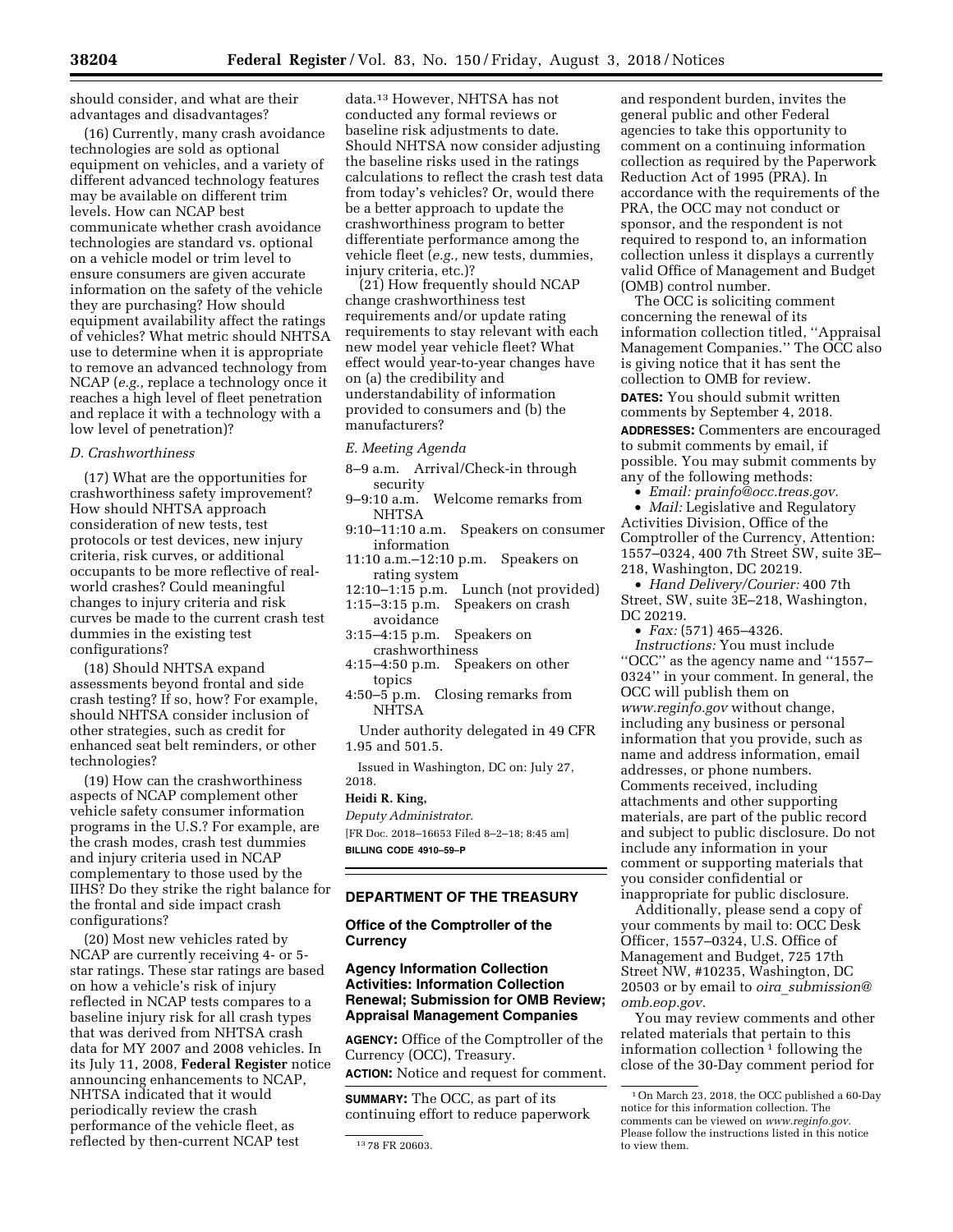should consider, and what are their advantages and disadvantages?

(16) Currently, many crash avoidance technologies are sold as optional equipment on vehicles, and a variety of different advanced technology features may be available on different trim levels. How can NCAP best communicate whether crash avoidance technologies are standard vs. optional on a vehicle model or trim level to ensure consumers are given accurate information on the safety of the vehicle they are purchasing? How should equipment availability affect the ratings of vehicles? What metric should NHTSA use to determine when it is appropriate to remove an advanced technology from NCAP (*e.g.,* replace a technology once it reaches a high level of fleet penetration and replace it with a technology with a low level of penetration)?

### *D. Crashworthiness*

(17) What are the opportunities for crashworthiness safety improvement? How should NHTSA approach consideration of new tests, test protocols or test devices, new injury criteria, risk curves, or additional occupants to be more reflective of real-world crashes? Could meaningful changes to injury criteria and risk curves be made to the current crash test dummies in the existing test configurations?

(18) Should NHTSA expand assessments beyond frontal and side crash testing? If so, how? For example, should NHTSA consider inclusion of other strategies, such as credit for enhanced seat belt reminders, or other technologies?

(19) How can the crashworthiness aspects of NCAP complement other vehicle safety consumer information programs in the U.S.? For example, are the crash modes, crash test dummies and injury criteria used in NCAP complementary to those used by the IIHS? Do they strike the right balance for the frontal and side impact crash configurations?

(20) Most new vehicles rated by NCAP are currently receiving 4- or 5-star ratings. These star ratings are based on how a vehicle's risk of injury reflected in NCAP tests compares to a baseline injury risk for all crash types that was derived from NHTSA crash data for MY 2007 and 2008 vehicles. In its July 11, 2008, **Federal Register** notice announcing enhancements to NCAP, NHTSA indicated that it would periodically review the crash performance of the vehicle fleet, as reflected by then-current NCAP test data.[13] However, NHTSA has not conducted any formal reviews or baseline risk adjustments to date. Should NHTSA now consider adjusting the baseline risks used in the ratings calculations to reflect the crash test data from today's vehicles? Or, would there be a better approach to update the crashworthiness program to better differentiate performance among the vehicle fleet (*e.g.,* new tests, dummies, injury criteria, etc.)?

(21) How frequently should NCAP change crashworthiness test requirements and/or update rating requirements to stay relevant with each new model year vehicle fleet? What effect would year-to-year changes have on (a) the credibility and understandability of information provided to consumers and (b) the manufacturers?

### *E. Meeting Agenda*

8–9 a.m. Arrival/Check-in through security
9–9:10 a.m. Welcome remarks from NHTSA
9:10–11:10 a.m. Speakers on consumer information
11:10 a.m.–12:10 p.m. Speakers on rating system
12:10–1:15 p.m. Lunch (not provided)
1:15–3:15 p.m. Speakers on crash avoidance
3:15–4:15 p.m. Speakers on crashworthiness
4:15–4:50 p.m. Speakers on other topics
4:50–5 p.m. Closing remarks from NHTSA

Under authority delegated in 49 CFR 1.95 and 501.5.

Issued in Washington, DC on: July 27, 2018.

**Heidi R. King,**

*Deputy Administrator.*

[FR Doc. 2018–16653 Filed 8–2–18; 8:45 am]

**BILLING CODE 4910–59–P**

[13] 78 FR 20603.

## DEPARTMENT OF THE TREASURY

### Office of the Comptroller of the Currency

### Agency Information Collection Activities: Information Collection Renewal; Submission for OMB Review; Appraisal Management Companies

**AGENCY:** Office of the Comptroller of the Currency (OCC), Treasury.

**ACTION:** Notice and request for comment.

**SUMMARY:** The OCC, as part of its continuing effort to reduce paperwork and respondent burden, invites the general public and other Federal agencies to take this opportunity to comment on a continuing information collection as required by the Paperwork Reduction Act of 1995 (PRA). In accordance with the requirements of the PRA, the OCC may not conduct or sponsor, and the respondent is not required to respond to, an information collection unless it displays a currently valid Office of Management and Budget (OMB) control number.

The OCC is soliciting comment concerning the renewal of its information collection titled, "Appraisal Management Companies." The OCC also is giving notice that it has sent the collection to OMB for review.

**DATES:** You should submit written comments by September 4, 2018.

**ADDRESSES:** Commenters are encouraged to submit comments by email, if possible. You may submit comments by any of the following methods:

- *Email: prainfo@occ.treas.gov.*
- *Mail:* Legislative and Regulatory Activities Division, Office of the Comptroller of the Currency, Attention: 1557–0324, 400 7th Street SW, suite 3E–218, Washington, DC 20219.
- *Hand Delivery/Courier:* 400 7th Street, SW, suite 3E–218, Washington, DC 20219.
- *Fax:* (571) 465–4326.

*Instructions:* You must include "OCC" as the agency name and "1557–0324" in your comment. In general, the OCC will publish them on *www.reginfo.gov* without change, including any business or personal information that you provide, such as name and address information, email addresses, or phone numbers. Comments received, including attachments and other supporting materials, are part of the public record and subject to public disclosure. Do not include any information in your comment or supporting materials that you consider confidential or inappropriate for public disclosure.

Additionally, please send a copy of your comments by mail to: OCC Desk Officer, 1557–0324, U.S. Office of Management and Budget, 725 17th Street NW, #10235, Washington, DC 20503 or by email to *oira_submission@omb.eop.gov.*

You may review comments and other related materials that pertain to this information collection[1] following the close of the 30-Day comment period for

[1] On March 23, 2018, the OCC published a 60-Day notice for this information collection. The comments can be viewed on *www.reginfo.gov.* Please follow the instructions listed in this notice to view them.